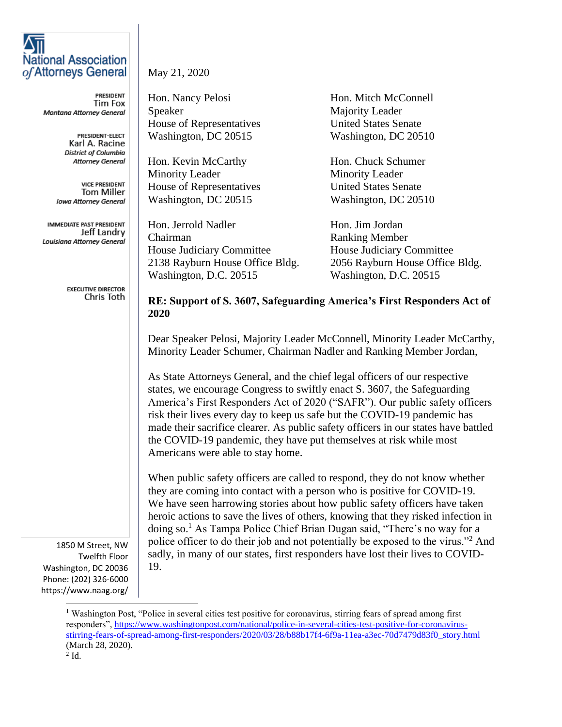**National Association of Attorneys General**

PRESIDENT
Tim Fox
*Montana Attorney General*

PRESIDENT-ELECT
Karl A. Racine
*District of Columbia Attorney General*

VICE PRESIDENT
Tom Miller
*Iowa Attorney General*

IMMEDIATE PAST PRESIDENT
Jeff Landry
*Louisiana Attorney General*

EXECUTIVE DIRECTOR
Chris Toth

1850 M Street, NW
Twelfth Floor
Washington, DC 20036
Phone: (202) 326-6000
https://www.naag.org/

May 21, 2020

Hon. Nancy Pelosi
Speaker
House of Representatives
Washington, DC 20515

Hon. Mitch McConnell
Majority Leader
United States Senate
Washington, DC 20510

Hon. Kevin McCarthy
Minority Leader
House of Representatives
Washington, DC 20515

Hon. Chuck Schumer
Minority Leader
United States Senate
Washington, DC 20510

Hon. Jerrold Nadler
Chairman
House Judiciary Committee
2138 Rayburn House Office Bldg.
Washington, D.C. 20515

Hon. Jim Jordan
Ranking Member
House Judiciary Committee
2056 Rayburn House Office Bldg.
Washington, D.C. 20515

**RE: Support of S. 3607, Safeguarding America's First Responders Act of 2020**

Dear Speaker Pelosi, Majority Leader McConnell, Minority Leader McCarthy, Minority Leader Schumer, Chairman Nadler and Ranking Member Jordan,

As State Attorneys General, and the chief legal officers of our respective states, we encourage Congress to swiftly enact S. 3607, the Safeguarding America's First Responders Act of 2020 ("SAFR"). Our public safety officers risk their lives every day to keep us safe but the COVID-19 pandemic has made their sacrifice clearer. As public safety officers in our states have battled the COVID-19 pandemic, they have put themselves at risk while most Americans were able to stay home.

When public safety officers are called to respond, they do not know whether they are coming into contact with a person who is positive for COVID-19. We have seen harrowing stories about how public safety officers have taken heroic actions to save the lives of others, knowing that they risked infection in doing so.[1] As Tampa Police Chief Brian Dugan said, "There's no way for a police officer to do their job and not potentially be exposed to the virus."[2] And sadly, in many of our states, first responders have lost their lives to COVID-19.

---

[1] Washington Post, "Police in several cities test positive for coronavirus, stirring fears of spread among first responders", https://www.washingtonpost.com/national/police-in-several-cities-test-positive-for-coronavirus-stirring-fears-of-spread-among-first-responders/2020/03/28/b88b17f4-6f9a-11ea-a3ec-70d7479d83f0_story.html (March 28, 2020).

[2] Id.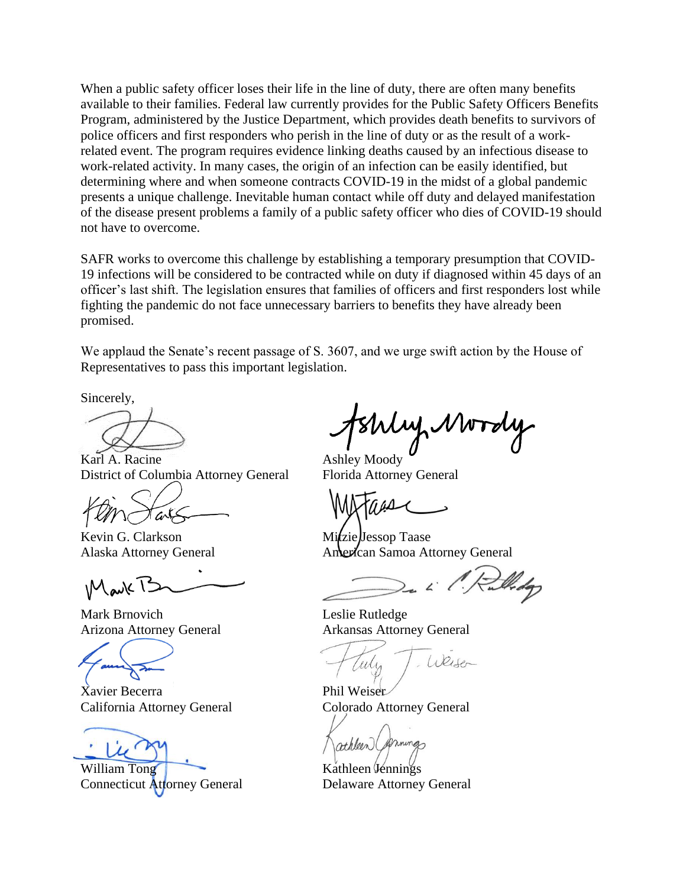When a public safety officer loses their life in the line of duty, there are often many benefits available to their families. Federal law currently provides for the Public Safety Officers Benefits Program, administered by the Justice Department, which provides death benefits to survivors of police officers and first responders who perish in the line of duty or as the result of a work-related event. The program requires evidence linking deaths caused by an infectious disease to work-related activity. In many cases, the origin of an infection can be easily identified, but determining where and when someone contracts COVID-19 in the midst of a global pandemic presents a unique challenge. Inevitable human contact while off duty and delayed manifestation of the disease present problems a family of a public safety officer who dies of COVID-19 should not have to overcome.

SAFR works to overcome this challenge by establishing a temporary presumption that COVID-19 infections will be considered to be contracted while on duty if diagnosed within 45 days of an officer's last shift. The legislation ensures that families of officers and first responders lost while fighting the pandemic do not face unnecessary barriers to benefits they have already been promised.

We applaud the Senate's recent passage of S. 3607, and we urge swift action by the House of Representatives to pass this important legislation.

Sincerely,

Karl A. Racine
District of Columbia Attorney General

Ashley Moody
Florida Attorney General

Kevin G. Clarkson
Alaska Attorney General

Mitzie Jessop Taase
American Samoa Attorney General

Mark Brnovich
Arizona Attorney General

Leslie Rutledge
Arkansas Attorney General

Xavier Becerra
California Attorney General

Phil Weiser
Colorado Attorney General

William Tong
Connecticut Attorney General

Kathleen Jennings
Delaware Attorney General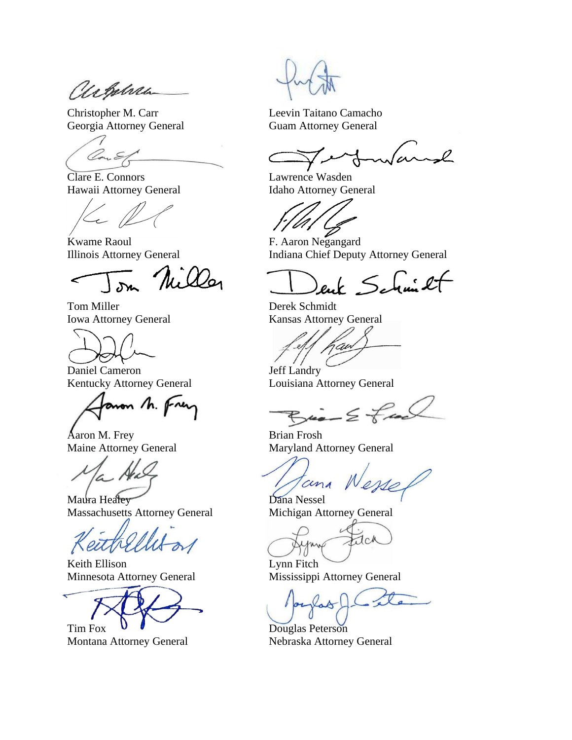Christopher M. Carr
Georgia Attorney General

Leevin Taitano Camacho
Guam Attorney General

Clare E. Connors
Hawaii Attorney General

Lawrence Wasden
Idaho Attorney General

Kwame Raoul
Illinois Attorney General

F. Aaron Negangard
Indiana Chief Deputy Attorney General

Tom Miller
Iowa Attorney General

Derek Schmidt
Kansas Attorney General

Daniel Cameron
Kentucky Attorney General

Jeff Landry
Louisiana Attorney General

Aaron M. Frey
Maine Attorney General

Brian Frosh
Maryland Attorney General

Maura Healey
Massachusetts Attorney General

Dana Nessel
Michigan Attorney General

Keith Ellison
Minnesota Attorney General

Lynn Fitch
Mississippi Attorney General

Tim Fox
Montana Attorney General

Douglas Peterson
Nebraska Attorney General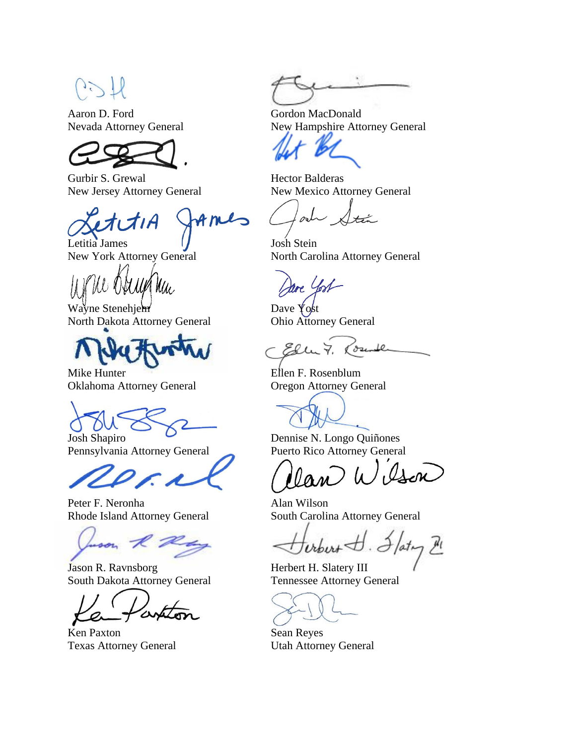Aaron D. Ford
Nevada Attorney General

Gordon MacDonald
New Hampshire Attorney General

Gurbir S. Grewal
New Jersey Attorney General

Hector Balderas
New Mexico Attorney General

Letitia James
New York Attorney General

Josh Stein
North Carolina Attorney General

Wayne Stenehjem
North Dakota Attorney General

Dave Yost
Ohio Attorney General

Mike Hunter
Oklahoma Attorney General

Ellen F. Rosenblum
Oregon Attorney General

Josh Shapiro
Pennsylvania Attorney General

Dennise N. Longo Quiñones
Puerto Rico Attorney General

Peter F. Neronha
Rhode Island Attorney General

Alan Wilson
South Carolina Attorney General

Jason R. Ravnsborg
South Dakota Attorney General

Herbert H. Slatery III
Tennessee Attorney General

Ken Paxton
Texas Attorney General

Sean Reyes
Utah Attorney General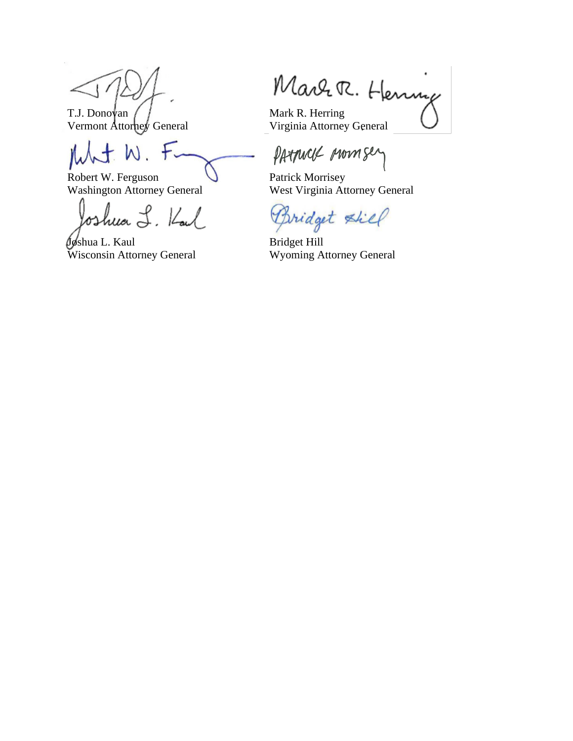T.J. Donovan
Vermont Attorney General

Mark R. Herring
Virginia Attorney General

Robert W. Ferguson
Washington Attorney General

Patrick Morrisey
West Virginia Attorney General

Joshua L. Kaul
Wisconsin Attorney General

Bridget Hill
Wyoming Attorney General